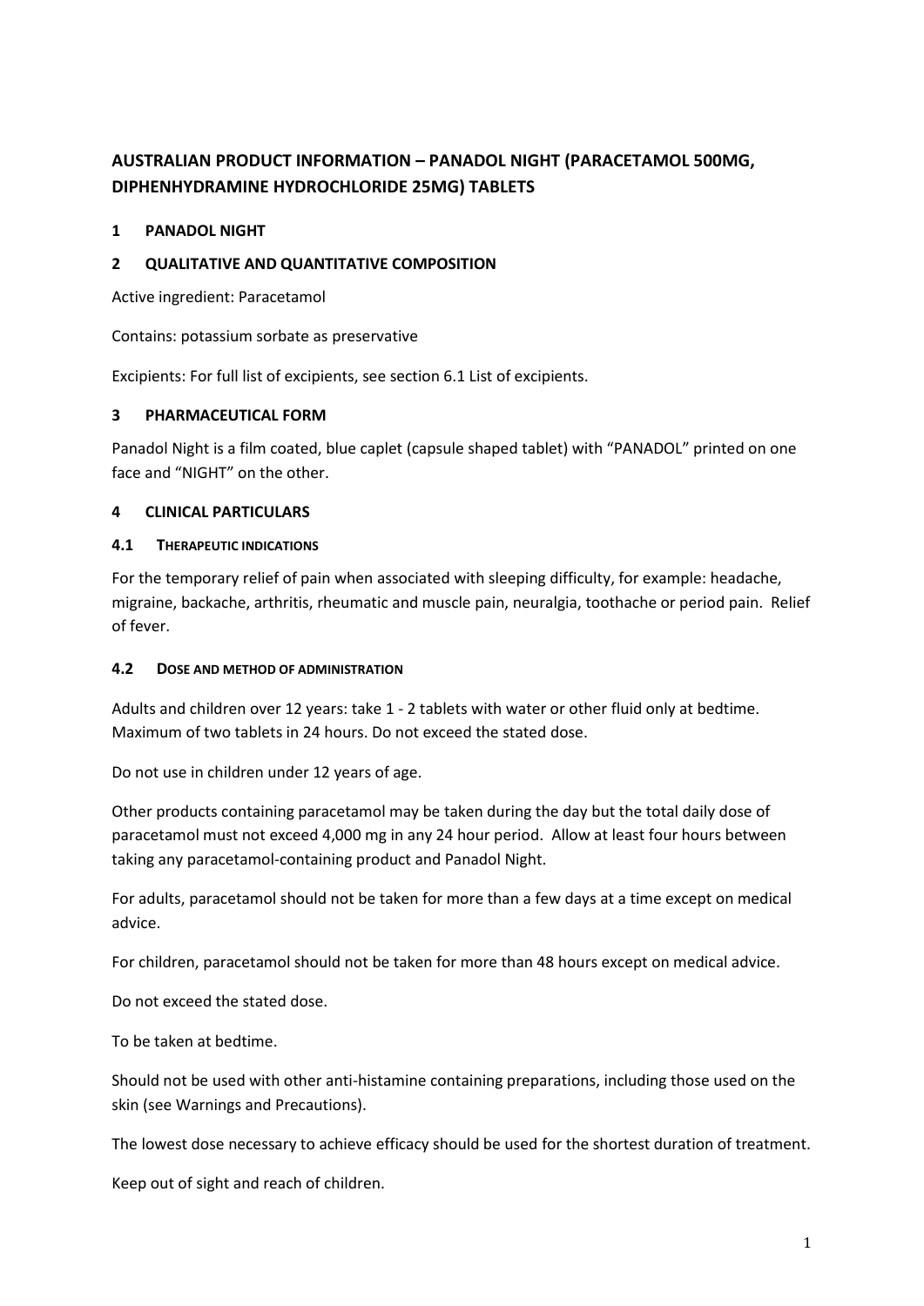# AUSTRALIAN PRODUCT INFORMATION – PANADOL NIGHT (PARACETAMOL 500MG, DIPHENHYDRAMINE HYDROCHLORIDE 25MG) TABLETS

## 1 PANADOL NIGHT

## 2 QUALITATIVE AND QUANTITATIVE COMPOSITION

Active ingredient: Paracetamol

Contains: potassium sorbate as preservative

Excipients: For full list of excipients, see section 6.1 List of excipients.

## 3 PHARMACEUTICAL FORM

Panadol Night is a film coated, blue caplet (capsule shaped tablet) with "PANADOL" printed on one face and "NIGHT" on the other.

## 4 CLINICAL PARTICULARS

### 4.1 THERAPEUTIC INDICATIONS

For the temporary relief of pain when associated with sleeping difficulty, for example: headache, migraine, backache, arthritis, rheumatic and muscle pain, neuralgia, toothache or period pain. Relief of fever.

### 4.2 DOSE AND METHOD OF ADMINISTRATION

Adults and children over 12 years: take 1 - 2 tablets with water or other fluid only at bedtime. Maximum of two tablets in 24 hours. Do not exceed the stated dose.

Do not use in children under 12 years of age.

Other products containing paracetamol may be taken during the day but the total daily dose of paracetamol must not exceed 4,000 mg in any 24 hour period. Allow at least four hours between taking any paracetamol-containing product and Panadol Night.

For adults, paracetamol should not be taken for more than a few days at a time except on medical advice.

For children, paracetamol should not be taken for more than 48 hours except on medical advice.

Do not exceed the stated dose.

To be taken at bedtime.

Should not be used with other anti-histamine containing preparations, including those used on the skin (see Warnings and Precautions).

The lowest dose necessary to achieve efficacy should be used for the shortest duration of treatment.

Keep out of sight and reach of children.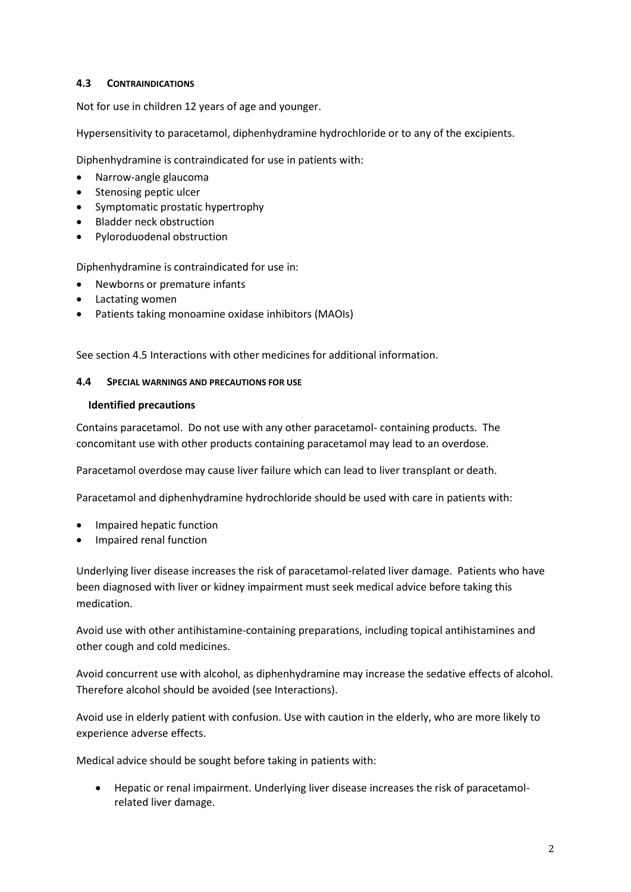### 4.3 CONTRAINDICATIONS

Not for use in children 12 years of age and younger.

Hypersensitivity to paracetamol, diphenhydramine hydrochloride or to any of the excipients.

Diphenhydramine is contraindicated for use in patients with:

- Narrow-angle glaucoma
- Stenosing peptic ulcer
- Symptomatic prostatic hypertrophy
- Bladder neck obstruction
- Pyloroduodenal obstruction

Diphenhydramine is contraindicated for use in:

- Newborns or premature infants
- Lactating women
- Patients taking monoamine oxidase inhibitors (MAOIs)

See section 4.5 Interactions with other medicines for additional information.

### 4.4 SPECIAL WARNINGS AND PRECAUTIONS FOR USE

**Identified precautions**

Contains paracetamol. Do not use with any other paracetamol- containing products. The concomitant use with other products containing paracetamol may lead to an overdose.

Paracetamol overdose may cause liver failure which can lead to liver transplant or death.

Paracetamol and diphenhydramine hydrochloride should be used with care in patients with:

- Impaired hepatic function
- Impaired renal function

Underlying liver disease increases the risk of paracetamol-related liver damage. Patients who have been diagnosed with liver or kidney impairment must seek medical advice before taking this medication.

Avoid use with other antihistamine-containing preparations, including topical antihistamines and other cough and cold medicines.

Avoid concurrent use with alcohol, as diphenhydramine may increase the sedative effects of alcohol. Therefore alcohol should be avoided (see Interactions).

Avoid use in elderly patient with confusion. Use with caution in the elderly, who are more likely to experience adverse effects.

Medical advice should be sought before taking in patients with:

- Hepatic or renal impairment. Underlying liver disease increases the risk of paracetamol-related liver damage.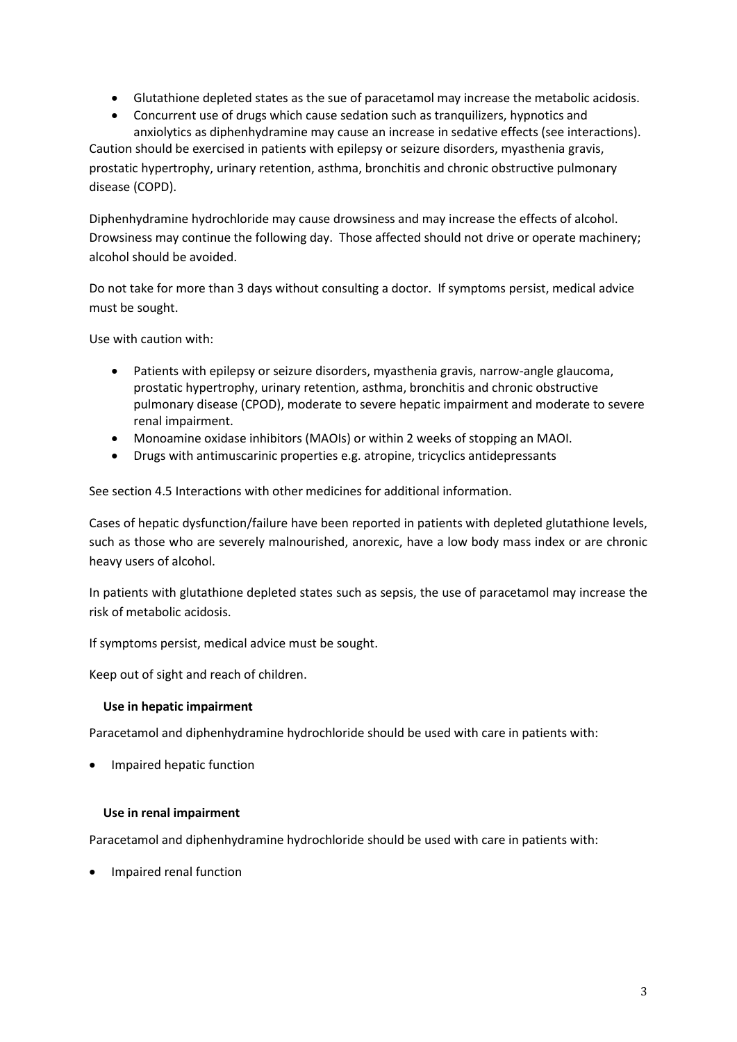- Glutathione depleted states as the sue of paracetamol may increase the metabolic acidosis.
- Concurrent use of drugs which cause sedation such as tranquilizers, hypnotics and anxiolytics as diphenhydramine may cause an increase in sedative effects (see interactions).

Caution should be exercised in patients with epilepsy or seizure disorders, myasthenia gravis, prostatic hypertrophy, urinary retention, asthma, bronchitis and chronic obstructive pulmonary disease (COPD).

Diphenhydramine hydrochloride may cause drowsiness and may increase the effects of alcohol. Drowsiness may continue the following day. Those affected should not drive or operate machinery; alcohol should be avoided.

Do not take for more than 3 days without consulting a doctor. If symptoms persist, medical advice must be sought.

Use with caution with:

- Patients with epilepsy or seizure disorders, myasthenia gravis, narrow-angle glaucoma, prostatic hypertrophy, urinary retention, asthma, bronchitis and chronic obstructive pulmonary disease (CPOD), moderate to severe hepatic impairment and moderate to severe renal impairment.
- Monoamine oxidase inhibitors (MAOIs) or within 2 weeks of stopping an MAOI.
- Drugs with antimuscarinic properties e.g. atropine, tricyclics antidepressants

See section 4.5 Interactions with other medicines for additional information.

Cases of hepatic dysfunction/failure have been reported in patients with depleted glutathione levels, such as those who are severely malnourished, anorexic, have a low body mass index or are chronic heavy users of alcohol.

In patients with glutathione depleted states such as sepsis, the use of paracetamol may increase the risk of metabolic acidosis.

If symptoms persist, medical advice must be sought.

Keep out of sight and reach of children.

**Use in hepatic impairment**

Paracetamol and diphenhydramine hydrochloride should be used with care in patients with:

- Impaired hepatic function

**Use in renal impairment**

Paracetamol and diphenhydramine hydrochloride should be used with care in patients with:

- Impaired renal function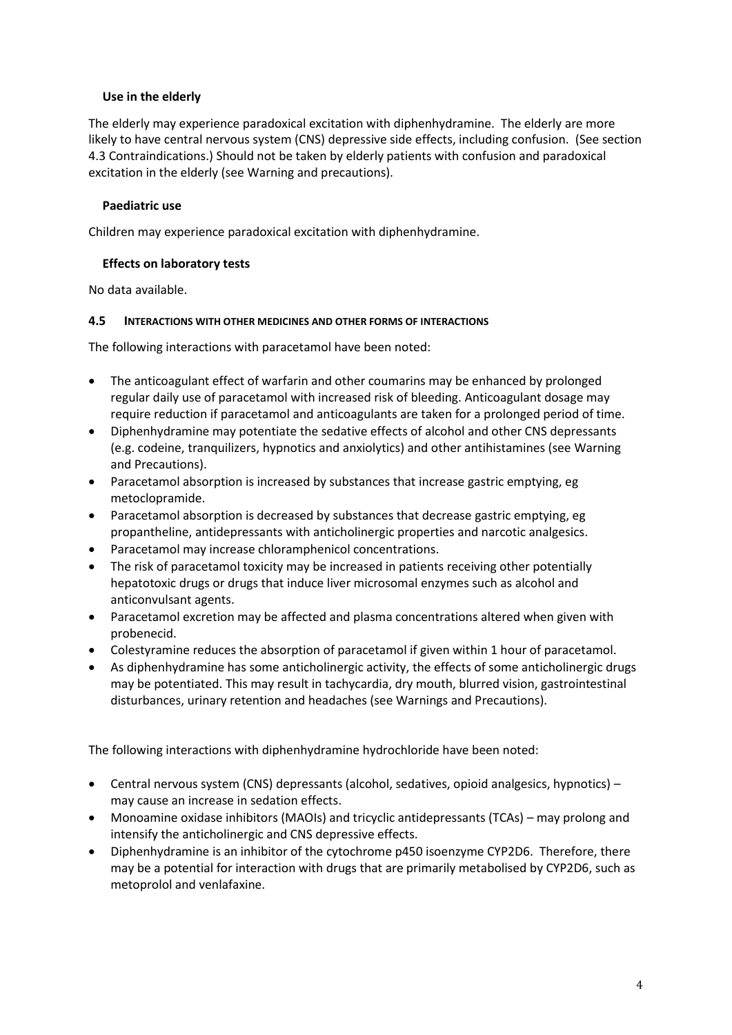### Use in the elderly

The elderly may experience paradoxical excitation with diphenhydramine. The elderly are more likely to have central nervous system (CNS) depressive side effects, including confusion. (See section 4.3 Contraindications.) Should not be taken by elderly patients with confusion and paradoxical excitation in the elderly (see Warning and precautions).

### Paediatric use

Children may experience paradoxical excitation with diphenhydramine.

### Effects on laboratory tests

No data available.

## 4.5 INTERACTIONS WITH OTHER MEDICINES AND OTHER FORMS OF INTERACTIONS

The following interactions with paracetamol have been noted:

- The anticoagulant effect of warfarin and other coumarins may be enhanced by prolonged regular daily use of paracetamol with increased risk of bleeding. Anticoagulant dosage may require reduction if paracetamol and anticoagulants are taken for a prolonged period of time.
- Diphenhydramine may potentiate the sedative effects of alcohol and other CNS depressants (e.g. codeine, tranquilizers, hypnotics and anxiolytics) and other antihistamines (see Warning and Precautions).
- Paracetamol absorption is increased by substances that increase gastric emptying, eg metoclopramide.
- Paracetamol absorption is decreased by substances that decrease gastric emptying, eg propantheline, antidepressants with anticholinergic properties and narcotic analgesics.
- Paracetamol may increase chloramphenicol concentrations.
- The risk of paracetamol toxicity may be increased in patients receiving other potentially hepatotoxic drugs or drugs that induce liver microsomal enzymes such as alcohol and anticonvulsant agents.
- Paracetamol excretion may be affected and plasma concentrations altered when given with probenecid.
- Colestyramine reduces the absorption of paracetamol if given within 1 hour of paracetamol.
- As diphenhydramine has some anticholinergic activity, the effects of some anticholinergic drugs may be potentiated. This may result in tachycardia, dry mouth, blurred vision, gastrointestinal disturbances, urinary retention and headaches (see Warnings and Precautions).

The following interactions with diphenhydramine hydrochloride have been noted:

- Central nervous system (CNS) depressants (alcohol, sedatives, opioid analgesics, hypnotics) – may cause an increase in sedation effects.
- Monoamine oxidase inhibitors (MAOIs) and tricyclic antidepressants (TCAs) – may prolong and intensify the anticholinergic and CNS depressive effects.
- Diphenhydramine is an inhibitor of the cytochrome p450 isoenzyme CYP2D6. Therefore, there may be a potential for interaction with drugs that are primarily metabolised by CYP2D6, such as metoprolol and venlafaxine.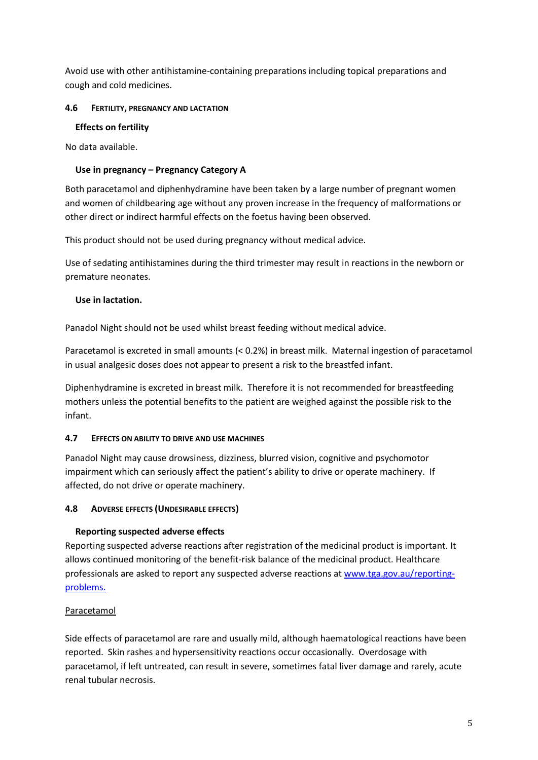Avoid use with other antihistamine-containing preparations including topical preparations and cough and cold medicines.

## 4.6 Fertility, pregnancy and lactation

### Effects on fertility

No data available.

### Use in pregnancy – Pregnancy Category A

Both paracetamol and diphenhydramine have been taken by a large number of pregnant women and women of childbearing age without any proven increase in the frequency of malformations or other direct or indirect harmful effects on the foetus having been observed.

This product should not be used during pregnancy without medical advice.

Use of sedating antihistamines during the third trimester may result in reactions in the newborn or premature neonates.

### Use in lactation.

Panadol Night should not be used whilst breast feeding without medical advice.

Paracetamol is excreted in small amounts (< 0.2%) in breast milk. Maternal ingestion of paracetamol in usual analgesic doses does not appear to present a risk to the breastfed infant.

Diphenhydramine is excreted in breast milk. Therefore it is not recommended for breastfeeding mothers unless the potential benefits to the patient are weighed against the possible risk to the infant.

## 4.7 Effects on ability to drive and use machines

Panadol Night may cause drowsiness, dizziness, blurred vision, cognitive and psychomotor impairment which can seriously affect the patient's ability to drive or operate machinery. If affected, do not drive or operate machinery.

## 4.8 Adverse effects (Undesirable effects)

### Reporting suspected adverse effects

Reporting suspected adverse reactions after registration of the medicinal product is important. It allows continued monitoring of the benefit-risk balance of the medicinal product. Healthcare professionals are asked to report any suspected adverse reactions at [www.tga.gov.au/reporting-problems.](www.tga.gov.au/reporting-problems)

<u>Paracetamol</u>

Side effects of paracetamol are rare and usually mild, although haematological reactions have been reported. Skin rashes and hypersensitivity reactions occur occasionally. Overdosage with paracetamol, if left untreated, can result in severe, sometimes fatal liver damage and rarely, acute renal tubular necrosis.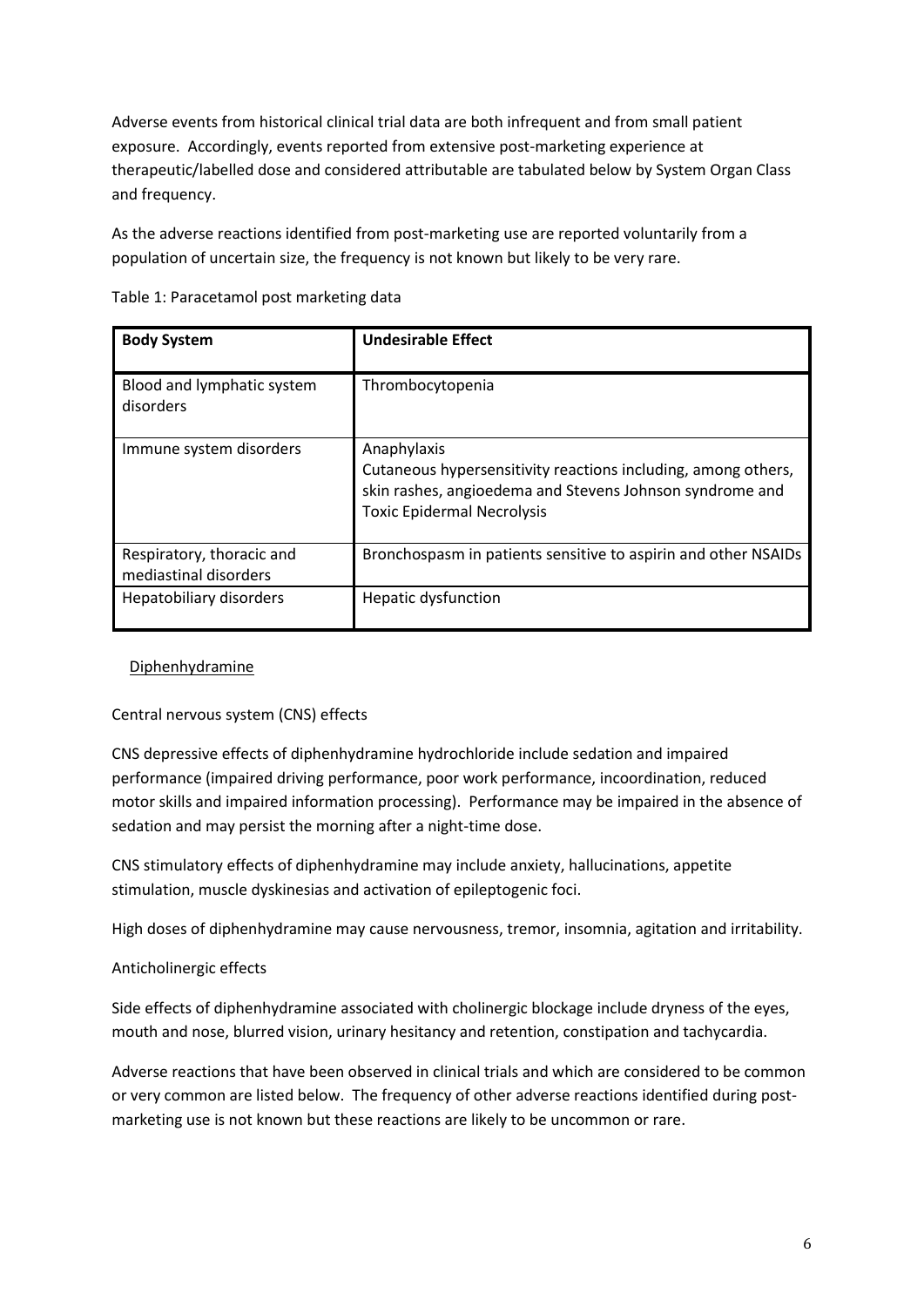Adverse events from historical clinical trial data are both infrequent and from small patient exposure. Accordingly, events reported from extensive post-marketing experience at therapeutic/labelled dose and considered attributable are tabulated below by System Organ Class and frequency.

As the adverse reactions identified from post-marketing use are reported voluntarily from a population of uncertain size, the frequency is not known but likely to be very rare.

Table 1: Paracetamol post marketing data

| **Body System** | **Undesirable Effect** |
|---|---|
| Blood and lymphatic system disorders | Thrombocytopenia |
| Immune system disorders | Anaphylaxis<br>Cutaneous hypersensitivity reactions including, among others, skin rashes, angioedema and Stevens Johnson syndrome and Toxic Epidermal Necrolysis |
| Respiratory, thoracic and mediastinal disorders | Bronchospasm in patients sensitive to aspirin and other NSAIDs |
| Hepatobiliary disorders | Hepatic dysfunction |

Diphenhydramine

Central nervous system (CNS) effects

CNS depressive effects of diphenhydramine hydrochloride include sedation and impaired performance (impaired driving performance, poor work performance, incoordination, reduced motor skills and impaired information processing). Performance may be impaired in the absence of sedation and may persist the morning after a night-time dose.

CNS stimulatory effects of diphenhydramine may include anxiety, hallucinations, appetite stimulation, muscle dyskinesias and activation of epileptogenic foci.

High doses of diphenhydramine may cause nervousness, tremor, insomnia, agitation and irritability.

Anticholinergic effects

Side effects of diphenhydramine associated with cholinergic blockage include dryness of the eyes, mouth and nose, blurred vision, urinary hesitancy and retention, constipation and tachycardia.

Adverse reactions that have been observed in clinical trials and which are considered to be common or very common are listed below. The frequency of other adverse reactions identified during post-marketing use is not known but these reactions are likely to be uncommon or rare.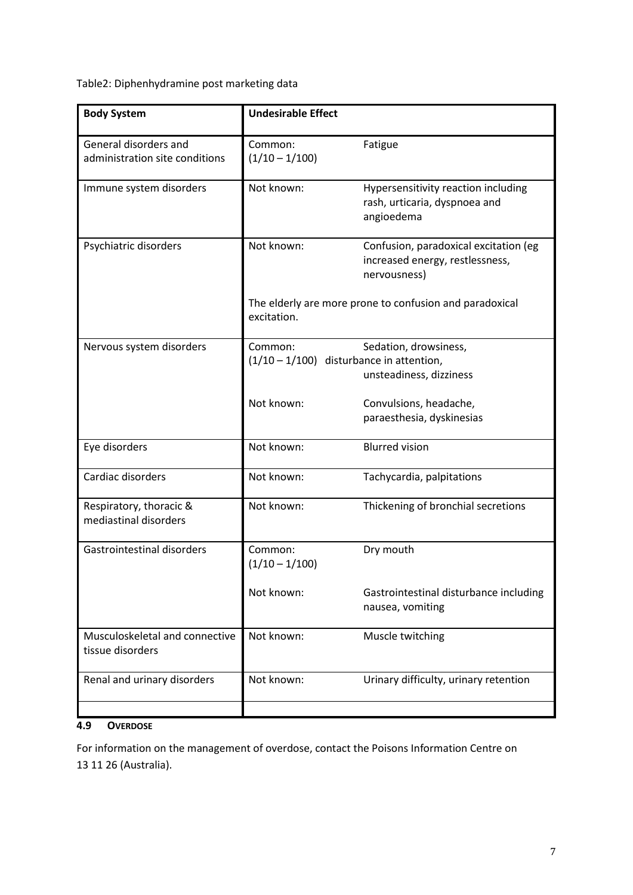Table2: Diphenhydramine post marketing data

| Body System | Undesirable Effect | |
|---|---|---|
| General disorders and administration site conditions | Common: (1/10 – 1/100) | Fatigue |
| Immune system disorders | Not known: | Hypersensitivity reaction including rash, urticaria, dyspnoea and angioedema |
| Psychiatric disorders | Not known: | Confusion, paradoxical excitation (eg increased energy, restlessness, nervousness) |
| | The elderly are more prone to confusion and paradoxical excitation. | |
| Nervous system disorders | Common: (1/10 – 1/100) | Sedation, drowsiness, disturbance in attention, unsteadiness, dizziness |
| | Not known: | Convulsions, headache, paraesthesia, dyskinesias |
| Eye disorders | Not known: | Blurred vision |
| Cardiac disorders | Not known: | Tachycardia, palpitations |
| Respiratory, thoracic & mediastinal disorders | Not known: | Thickening of bronchial secretions |
| Gastrointestinal disorders | Common: (1/10 – 1/100) | Dry mouth |
| | Not known: | Gastrointestinal disturbance including nausea, vomiting |
| Musculoskeletal and connective tissue disorders | Not known: | Muscle twitching |
| Renal and urinary disorders | Not known: | Urinary difficulty, urinary retention |
| | | |

### 4.9 OVERDOSE

For information on the management of overdose, contact the Poisons Information Centre on 13 11 26 (Australia).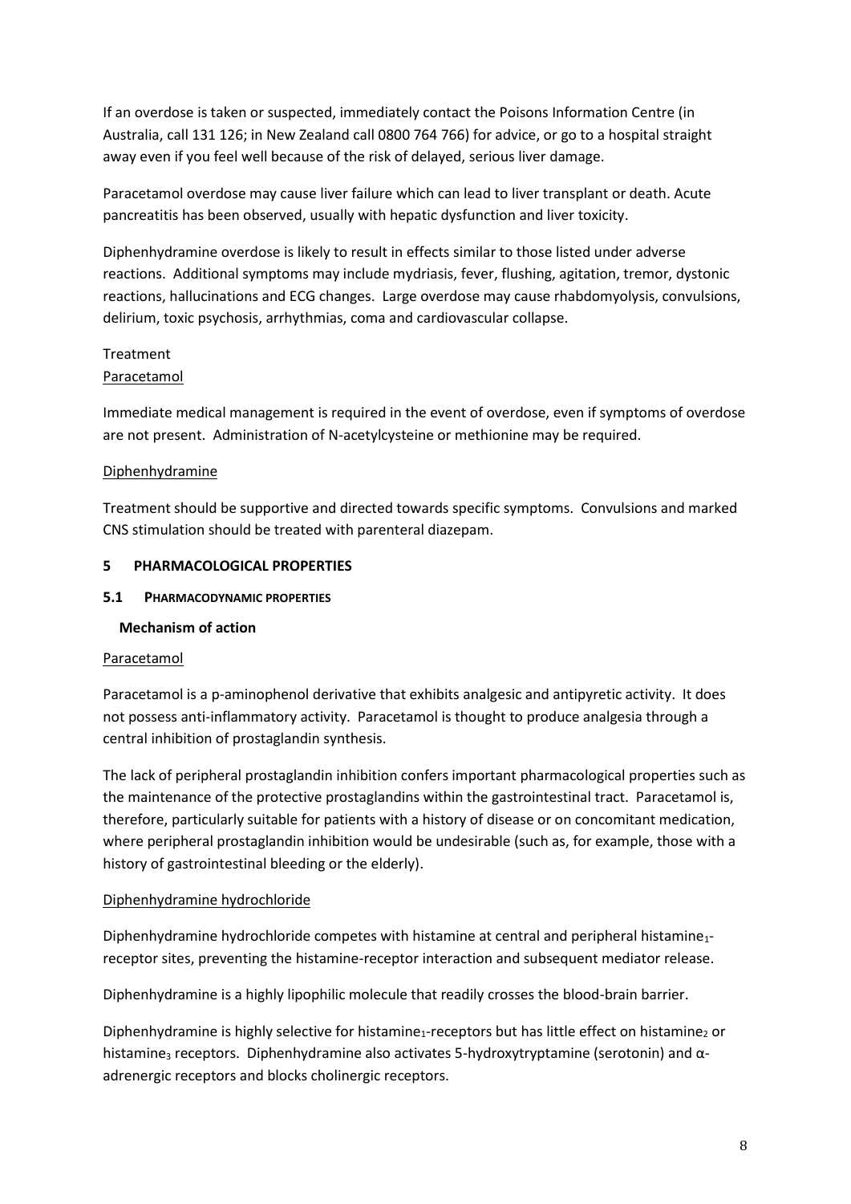If an overdose is taken or suspected, immediately contact the Poisons Information Centre (in Australia, call 131 126; in New Zealand call 0800 764 766) for advice, or go to a hospital straight away even if you feel well because of the risk of delayed, serious liver damage.

Paracetamol overdose may cause liver failure which can lead to liver transplant or death. Acute pancreatitis has been observed, usually with hepatic dysfunction and liver toxicity.

Diphenhydramine overdose is likely to result in effects similar to those listed under adverse reactions. Additional symptoms may include mydriasis, fever, flushing, agitation, tremor, dystonic reactions, hallucinations and ECG changes. Large overdose may cause rhabdomyolysis, convulsions, delirium, toxic psychosis, arrhythmias, coma and cardiovascular collapse.

Treatment

Paracetamol

Immediate medical management is required in the event of overdose, even if symptoms of overdose are not present. Administration of N-acetylcysteine or methionine may be required.

Diphenhydramine

Treatment should be supportive and directed towards specific symptoms. Convulsions and marked CNS stimulation should be treated with parenteral diazepam.

## 5 PHARMACOLOGICAL PROPERTIES

### 5.1 PHARMACODYNAMIC PROPERTIES

**Mechanism of action**

Paracetamol

Paracetamol is a p-aminophenol derivative that exhibits analgesic and antipyretic activity. It does not possess anti-inflammatory activity. Paracetamol is thought to produce analgesia through a central inhibition of prostaglandin synthesis.

The lack of peripheral prostaglandin inhibition confers important pharmacological properties such as the maintenance of the protective prostaglandins within the gastrointestinal tract. Paracetamol is, therefore, particularly suitable for patients with a history of disease or on concomitant medication, where peripheral prostaglandin inhibition would be undesirable (such as, for example, those with a history of gastrointestinal bleeding or the elderly).

Diphenhydramine hydrochloride

Diphenhydramine hydrochloride competes with histamine at central and peripheral histamine$_1$-receptor sites, preventing the histamine-receptor interaction and subsequent mediator release.

Diphenhydramine is a highly lipophilic molecule that readily crosses the blood-brain barrier.

Diphenhydramine is highly selective for histamine$_1$-receptors but has little effect on histamine$_2$ or histamine$_3$ receptors. Diphenhydramine also activates 5-hydroxytryptamine (serotonin) and α-adrenergic receptors and blocks cholinergic receptors.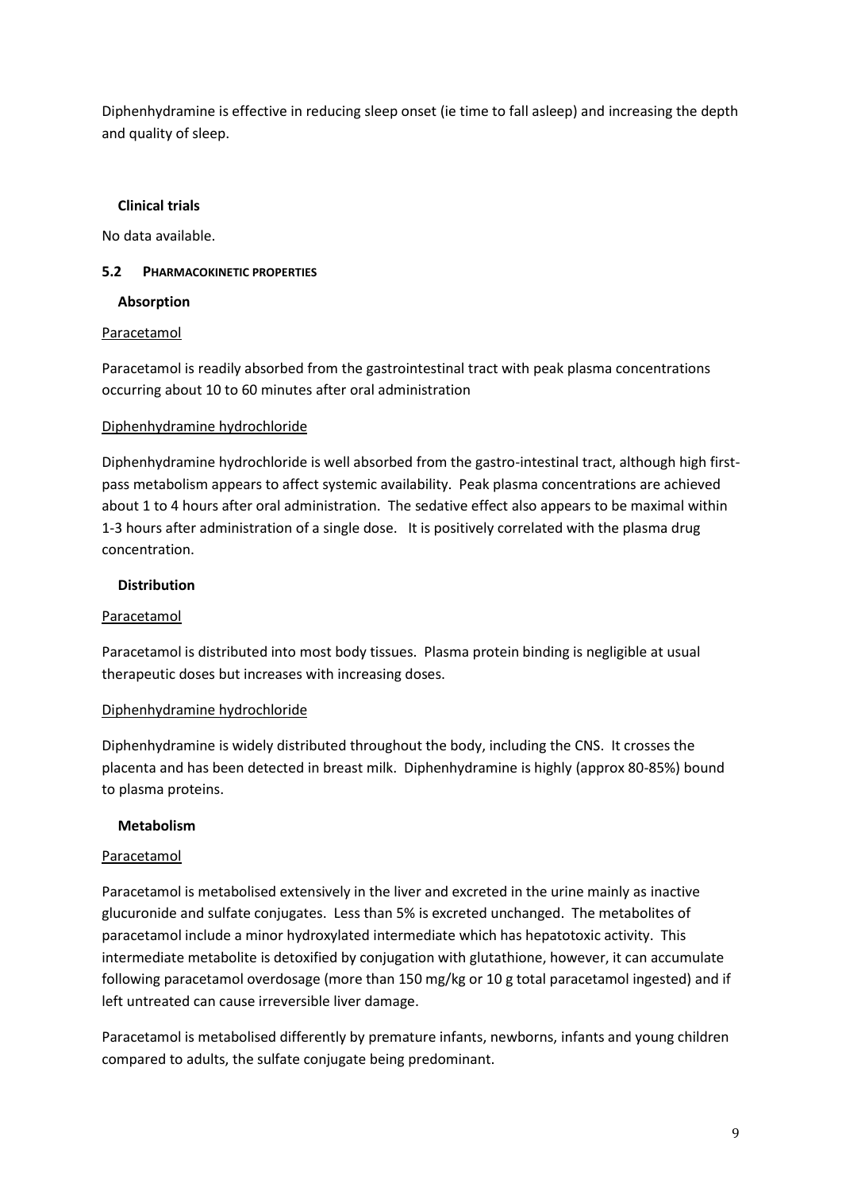Diphenhydramine is effective in reducing sleep onset (ie time to fall asleep) and increasing the depth and quality of sleep.

### Clinical trials

No data available.

## 5.2 PHARMACOKINETIC PROPERTIES

### Absorption

Paracetamol

Paracetamol is readily absorbed from the gastrointestinal tract with peak plasma concentrations occurring about 10 to 60 minutes after oral administration

Diphenhydramine hydrochloride

Diphenhydramine hydrochloride is well absorbed from the gastro-intestinal tract, although high first-pass metabolism appears to affect systemic availability. Peak plasma concentrations are achieved about 1 to 4 hours after oral administration. The sedative effect also appears to be maximal within 1-3 hours after administration of a single dose. It is positively correlated with the plasma drug concentration.

### Distribution

Paracetamol

Paracetamol is distributed into most body tissues. Plasma protein binding is negligible at usual therapeutic doses but increases with increasing doses.

Diphenhydramine hydrochloride

Diphenhydramine is widely distributed throughout the body, including the CNS. It crosses the placenta and has been detected in breast milk. Diphenhydramine is highly (approx 80-85%) bound to plasma proteins.

### Metabolism

Paracetamol

Paracetamol is metabolised extensively in the liver and excreted in the urine mainly as inactive glucuronide and sulfate conjugates. Less than 5% is excreted unchanged. The metabolites of paracetamol include a minor hydroxylated intermediate which has hepatotoxic activity. This intermediate metabolite is detoxified by conjugation with glutathione, however, it can accumulate following paracetamol overdosage (more than 150 mg/kg or 10 g total paracetamol ingested) and if left untreated can cause irreversible liver damage.

Paracetamol is metabolised differently by premature infants, newborns, infants and young children compared to adults, the sulfate conjugate being predominant.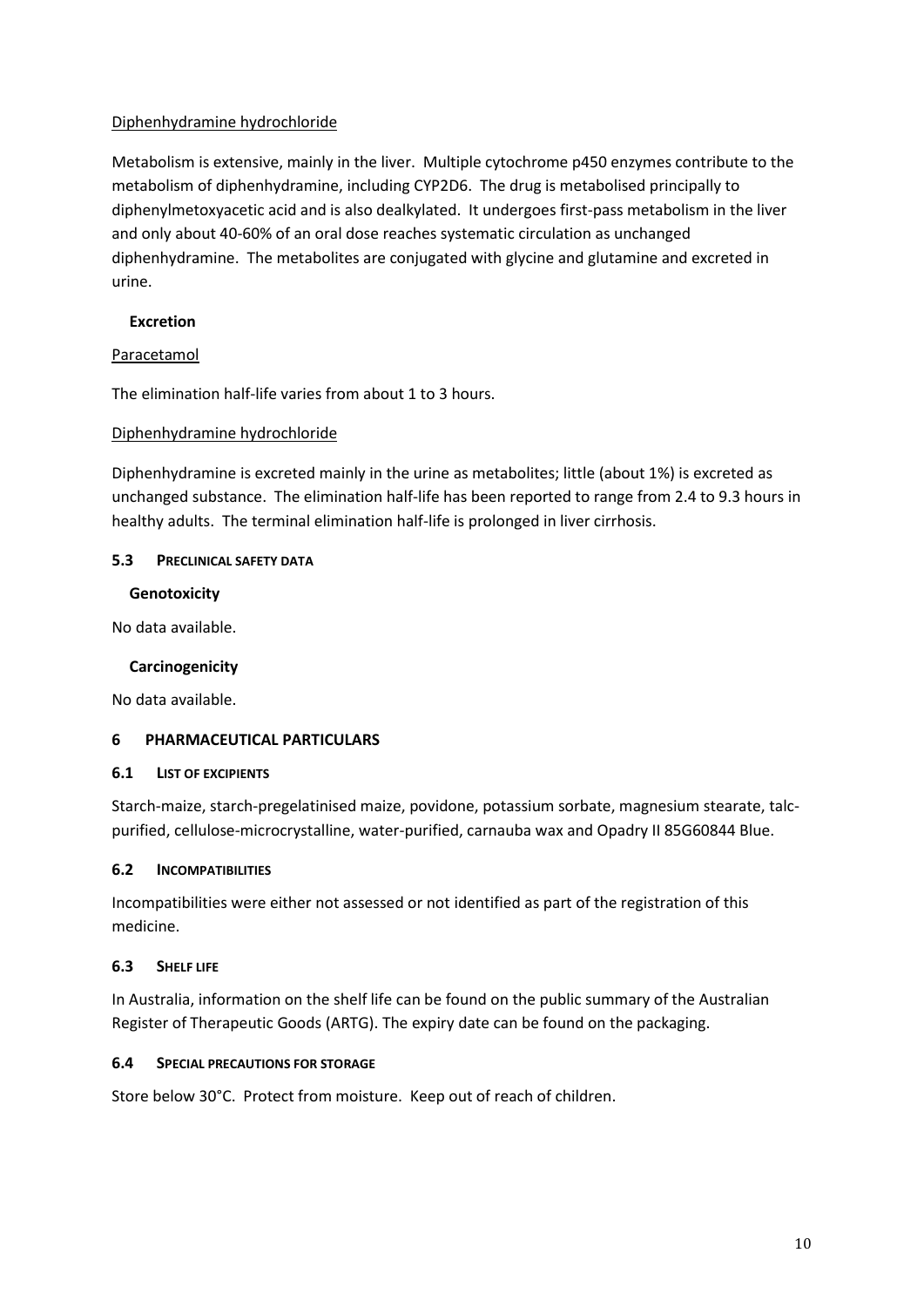Diphenhydramine hydrochloride

Metabolism is extensive, mainly in the liver. Multiple cytochrome p450 enzymes contribute to the metabolism of diphenhydramine, including CYP2D6. The drug is metabolised principally to diphenylmetoxyacetic acid and is also dealkylated. It undergoes first-pass metabolism in the liver and only about 40-60% of an oral dose reaches systematic circulation as unchanged diphenhydramine. The metabolites are conjugated with glycine and glutamine and excreted in urine.

**Excretion**

Paracetamol

The elimination half-life varies from about 1 to 3 hours.

Diphenhydramine hydrochloride

Diphenhydramine is excreted mainly in the urine as metabolites; little (about 1%) is excreted as unchanged substance. The elimination half-life has been reported to range from 2.4 to 9.3 hours in healthy adults. The terminal elimination half-life is prolonged in liver cirrhosis.

### 5.3 PRECLINICAL SAFETY DATA

**Genotoxicity**

No data available.

**Carcinogenicity**

No data available.

## 6 PHARMACEUTICAL PARTICULARS

### 6.1 LIST OF EXCIPIENTS

Starch-maize, starch-pregelatinised maize, povidone, potassium sorbate, magnesium stearate, talc-purified, cellulose-microcrystalline, water-purified, carnauba wax and Opadry II 85G60844 Blue.

### 6.2 INCOMPATIBILITIES

Incompatibilities were either not assessed or not identified as part of the registration of this medicine.

### 6.3 SHELF LIFE

In Australia, information on the shelf life can be found on the public summary of the Australian Register of Therapeutic Goods (ARTG). The expiry date can be found on the packaging.

### 6.4 SPECIAL PRECAUTIONS FOR STORAGE

Store below 30°C. Protect from moisture. Keep out of reach of children.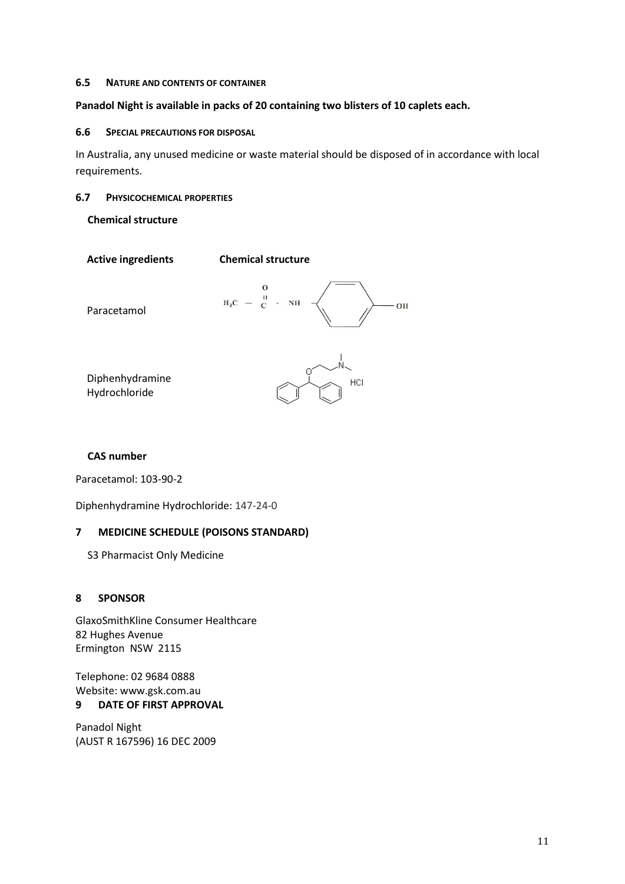### 6.5 Nature and contents of container

**Panadol Night is available in packs of 20 containing two blisters of 10 caplets each.**

### 6.6 Special precautions for disposal

In Australia, any unused medicine or waste material should be disposed of in accordance with local requirements.

### 6.7 Physicochemical properties

**Chemical structure**

| Active ingredients | Chemical structure |
| --- | --- |
| Paracetamol | $H_3C - C(=O) - NH - C_6H_4 - OH$ |
| Diphenhydramine Hydrochloride | HCl |

**CAS number**

Paracetamol: 103-90-2

Diphenhydramine Hydrochloride: 147-24-0

## 7 MEDICINE SCHEDULE (POISONS STANDARD)

S3 Pharmacist Only Medicine

## 8 SPONSOR

GlaxoSmithKline Consumer Healthcare
82 Hughes Avenue
Ermington NSW 2115

Telephone: 02 9684 0888
Website: www.gsk.com.au

## 9 DATE OF FIRST APPROVAL

Panadol Night
(AUST R 167596) 16 DEC 2009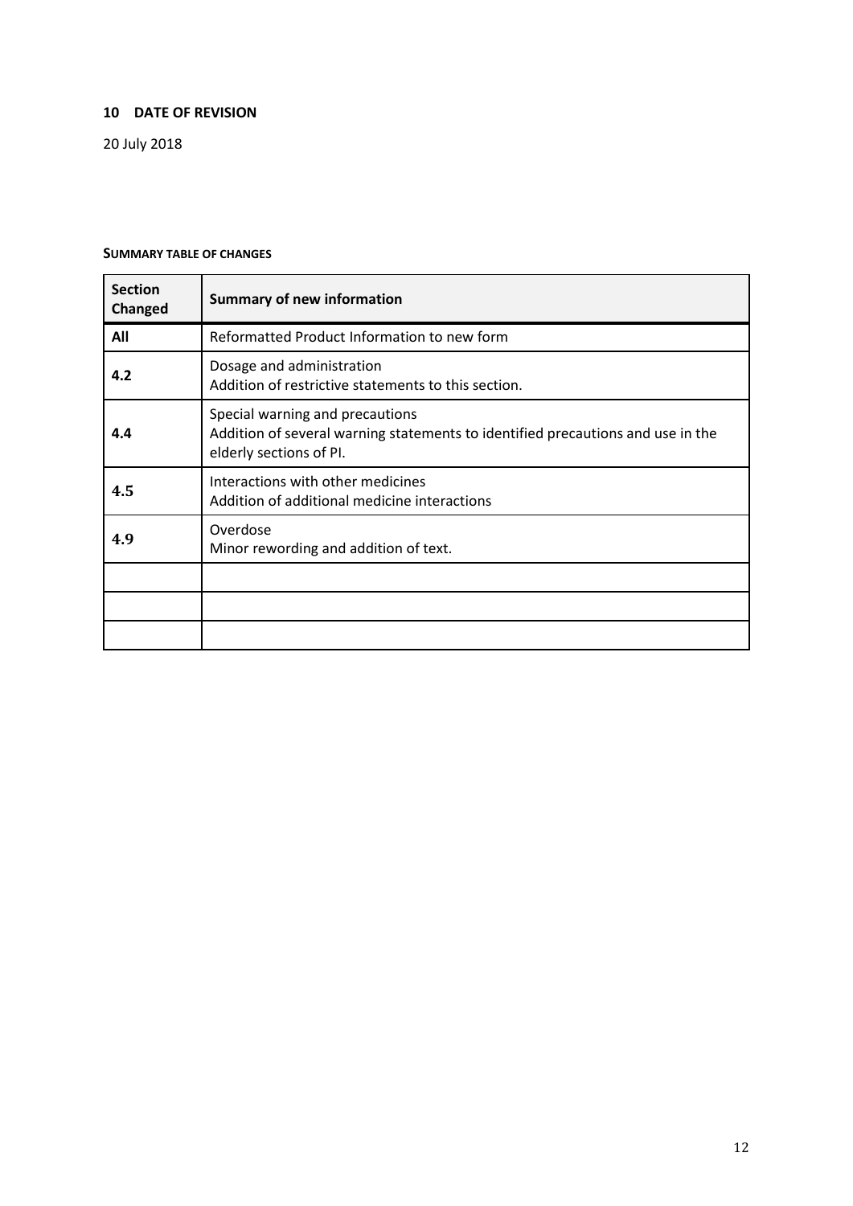## 10 DATE OF REVISION

20 July 2018

**SUMMARY TABLE OF CHANGES**

| Section Changed | Summary of new information |
|---|---|
| **All** | Reformatted Product Information to new form |
| **4.2** | Dosage and administration<br>Addition of restrictive statements to this section. |
| **4.4** | Special warning and precautions<br>Addition of several warning statements to identified precautions and use in the elderly sections of PI. |
| **4.5** | Interactions with other medicines<br>Addition of additional medicine interactions |
| **4.9** | Overdose<br>Minor rewording and addition of text. |
| | |
| | |
| | |